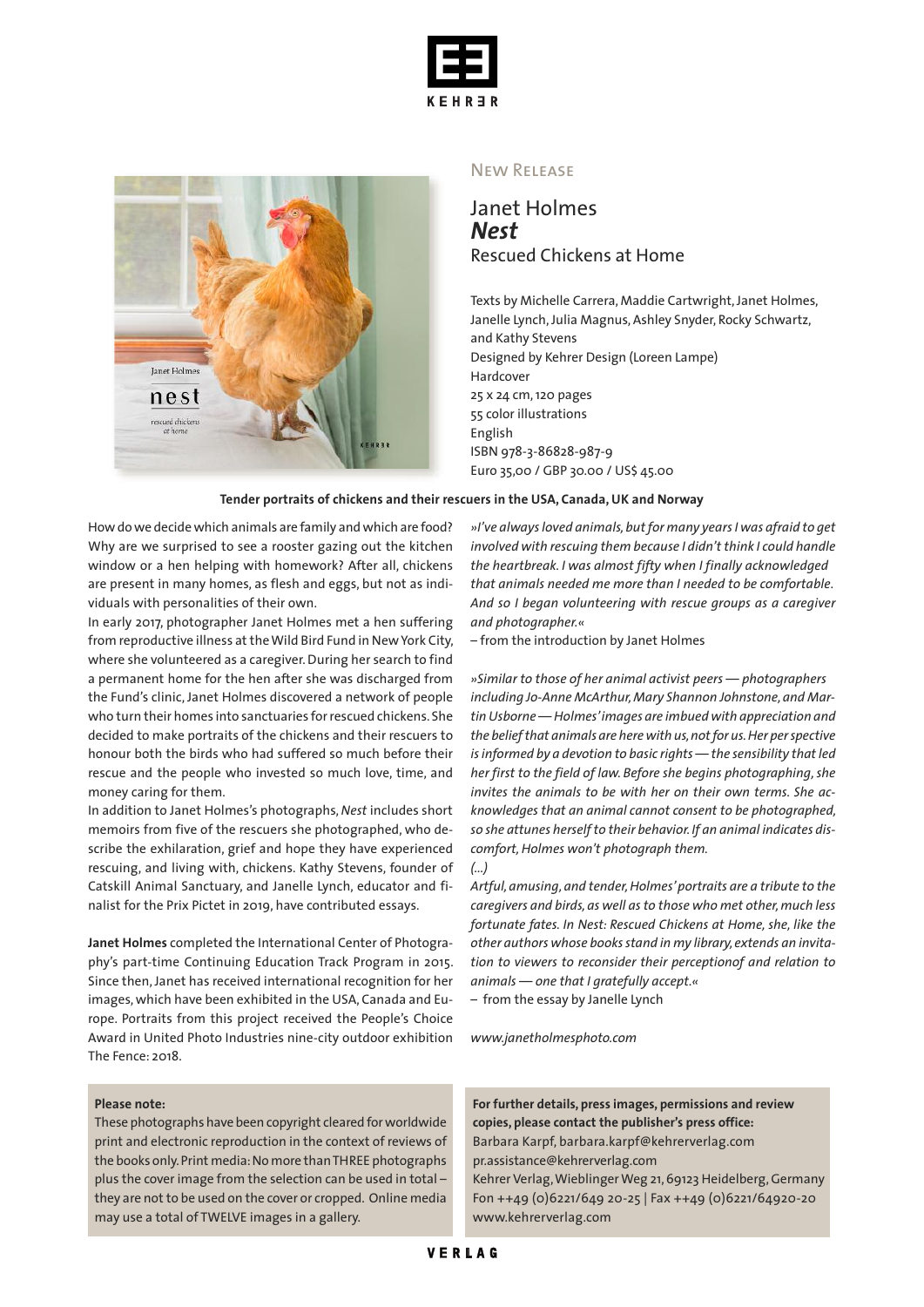KEHRER

## New Release

# Janet Holmes
## *Nest*
### Rescued Chickens at Home

Texts by Michelle Carrera, Maddie Cartwright, Janet Holmes, Janelle Lynch, Julia Magnus, Ashley Snyder, Rocky Schwartz, and Kathy Stevens
Designed by Kehrer Design (Loreen Lampe)
Hardcover
25 x 24 cm, 120 pages
55 color illustrations
English
ISBN 978-3-86828-987-9
Euro 35,00 / GBP 30.00 / US$ 45.00

**Tender portraits of chickens and their rescuers in the USA, Canada, UK and Norway**

How do we decide which animals are family and which are food? Why are we surprised to see a rooster gazing out the kitchen window or a hen helping with homework? After all, chickens are present in many homes, as flesh and eggs, but not as individuals with personalities of their own.

In early 2017, photographer Janet Holmes met a hen suffering from reproductive illness at the Wild Bird Fund in New York City, where she volunteered as a caregiver. During her search to find a permanent home for the hen after she was discharged from the Fund's clinic, Janet Holmes discovered a network of people who turn their homes into sanctuaries for rescued chickens. She decided to make portraits of the chickens and their rescuers to honour both the birds who had suffered so much before their rescue and the people who invested so much love, time, and money caring for them.

In addition to Janet Holmes's photographs, *Nest* includes short memoirs from five of the rescuers she photographed, who describe the exhilaration, grief and hope they have experienced rescuing, and living with, chickens. Kathy Stevens, founder of Catskill Animal Sanctuary, and Janelle Lynch, educator and finalist for the Prix Pictet in 2019, have contributed essays.

**Janet Holmes** completed the International Center of Photography's part-time Continuing Education Track Program in 2015. Since then, Janet has received international recognition for her images, which have been exhibited in the USA, Canada and Europe. Portraits from this project received the People's Choice Award in United Photo Industries nine-city outdoor exhibition The Fence: 2018.

*»I've always loved animals, but for many years I was afraid to get involved with rescuing them because I didn't think I could handle the heartbreak. I was almost fifty when I finally acknowledged that animals needed me more than I needed to be comfortable. And so I began volunteering with rescue groups as a caregiver and photographer.«*

– from the introduction by Janet Holmes

*»Similar to those of her animal activist peers — photographers including Jo-Anne McArthur, Mary Shannon Johnstone, and Martin Usborne — Holmes' images are imbued with appreciation and the belief that animals are here with us, not for us. Her perspective is informed by a devotion to basic rights — the sensibility that led her first to the field of law. Before she begins photographing, she invites the animals to be with her on their own terms. She acknowledges that an animal cannot consent to be photographed, so she attunes herself to their behavior. If an animal indicates discomfort, Holmes won't photograph them.*

*(...)*

*Artful, amusing, and tender, Holmes' portraits are a tribute to the caregivers and birds, as well as to those who met other, much less fortunate fates. In Nest: Rescued Chickens at Home, she, like the other authors whose books stand in my library, extends an invitation to viewers to reconsider their perceptionof and relation to animals — one that I gratefully accept.«*

– from the essay by Janelle Lynch

*www.janetholmesphoto.com*

**Please note:**
These photographs have been copyright cleared for worldwide print and electronic reproduction in the context of reviews of the books only. Print media: No more than THREE photographs plus the cover image from the selection can be used in total – they are not to be used on the cover or cropped. Online media may use a total of TWELVE images in a gallery.

**For further details, press images, permissions and review copies, please contact the publisher's press office:**
Barbara Karpf, barbara.karpf@kehrerverlag.com
pr.assistance@kehrerverlag.com
Kehrer Verlag, Wieblinger Weg 21, 69123 Heidelberg, Germany
Fon ++49 (0)6221/649 20-25 | Fax ++49 (0)6221/64920-20
www.kehrerverlag.com

VERLAG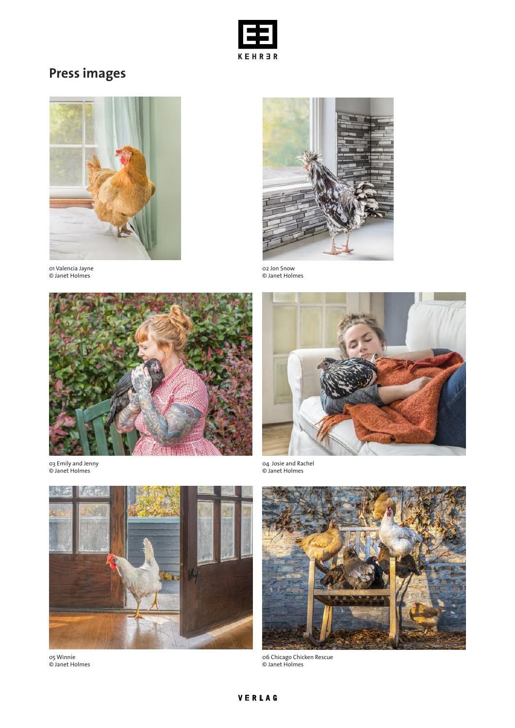# Press images

01 Valencia Jayne
© Janet Holmes

02 Jon Snow
© Janet Holmes

03 Emily and Jenny
© Janet Holmes

04 Josie and Rachel
© Janet Holmes

05 Winnie
© Janet Holmes

06 Chicago Chicken Rescue
© Janet Holmes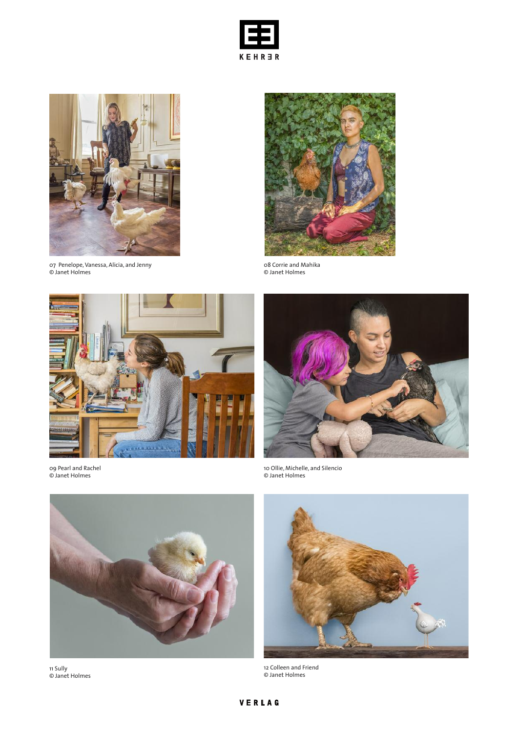07 Penelope, Vanessa, Alicia, and Jenny
© Janet Holmes

08 Corrie and Mahika
© Janet Holmes

09 Pearl and Rachel
© Janet Holmes

10 Ollie, Michelle, and Silencio
© Janet Holmes

11 Sully
© Janet Holmes

12 Colleen and Friend
© Janet Holmes